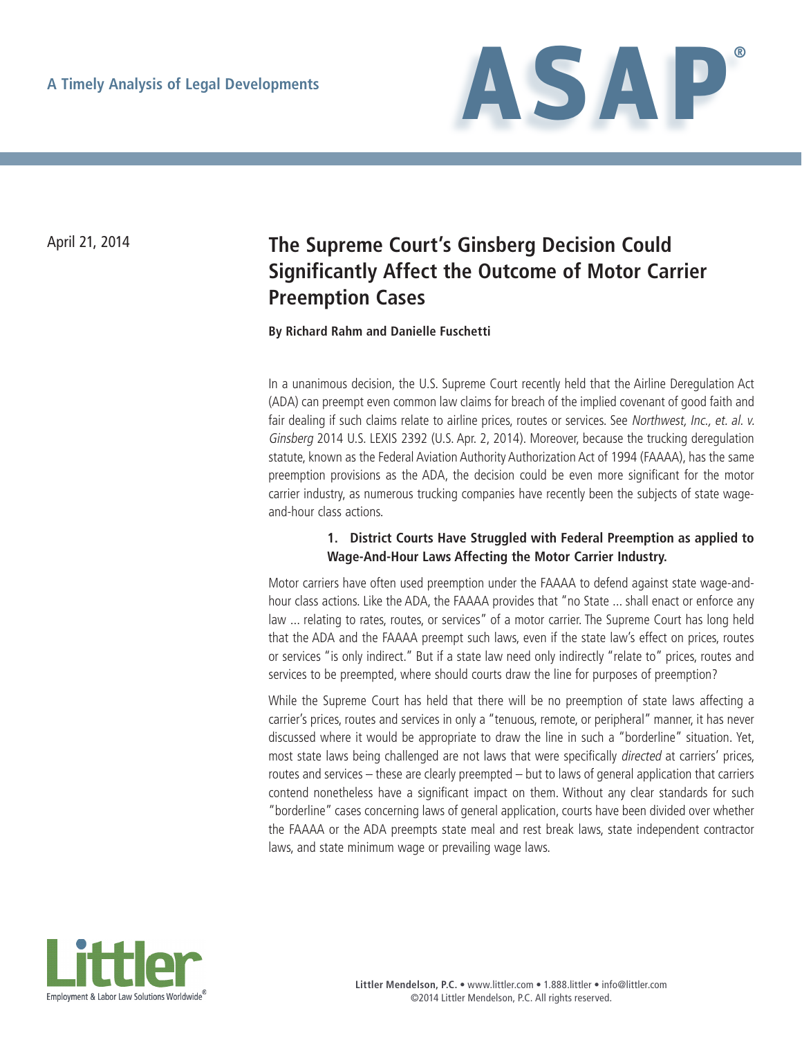A Timely Analysis of Legal Developments

# ASAP®

April 21, 2014

## The Supreme Court's Ginsberg Decision Could Significantly Affect the Outcome of Motor Carrier Preemption Cases

**By Richard Rahm and Danielle Fuschetti**

In a unanimous decision, the U.S. Supreme Court recently held that the Airline Deregulation Act (ADA) can preempt even common law claims for breach of the implied covenant of good faith and fair dealing if such claims relate to airline prices, routes or services. See *Northwest, Inc., et. al. v. Ginsberg* 2014 U.S. LEXIS 2392 (U.S. Apr. 2, 2014). Moreover, because the trucking deregulation statute, known as the Federal Aviation Authority Authorization Act of 1994 (FAAAA), has the same preemption provisions as the ADA, the decision could be even more significant for the motor carrier industry, as numerous trucking companies have recently been the subjects of state wage-and-hour class actions.

### 1. District Courts Have Struggled with Federal Preemption as applied to Wage-And-Hour Laws Affecting the Motor Carrier Industry.

Motor carriers have often used preemption under the FAAAA to defend against state wage-and-hour class actions. Like the ADA, the FAAAA provides that "no State ... shall enact or enforce any law ... relating to rates, routes, or services" of a motor carrier. The Supreme Court has long held that the ADA and the FAAAA preempt such laws, even if the state law's effect on prices, routes or services "is only indirect." But if a state law need only indirectly "relate to" prices, routes and services to be preempted, where should courts draw the line for purposes of preemption?

While the Supreme Court has held that there will be no preemption of state laws affecting a carrier's prices, routes and services in only a "tenuous, remote, or peripheral" manner, it has never discussed where it would be appropriate to draw the line in such a "borderline" situation. Yet, most state laws being challenged are not laws that were specifically *directed* at carriers' prices, routes and services – these are clearly preempted – but to laws of general application that carriers contend nonetheless have a significant impact on them. Without any clear standards for such "borderline" cases concerning laws of general application, courts have been divided over whether the FAAAA or the ADA preempts state meal and rest break laws, state independent contractor laws, and state minimum wage or prevailing wage laws.

Littler Mendelson, P.C. • www.littler.com • 1.888.littler • info@littler.com
©2014 Littler Mendelson, P.C. All rights reserved.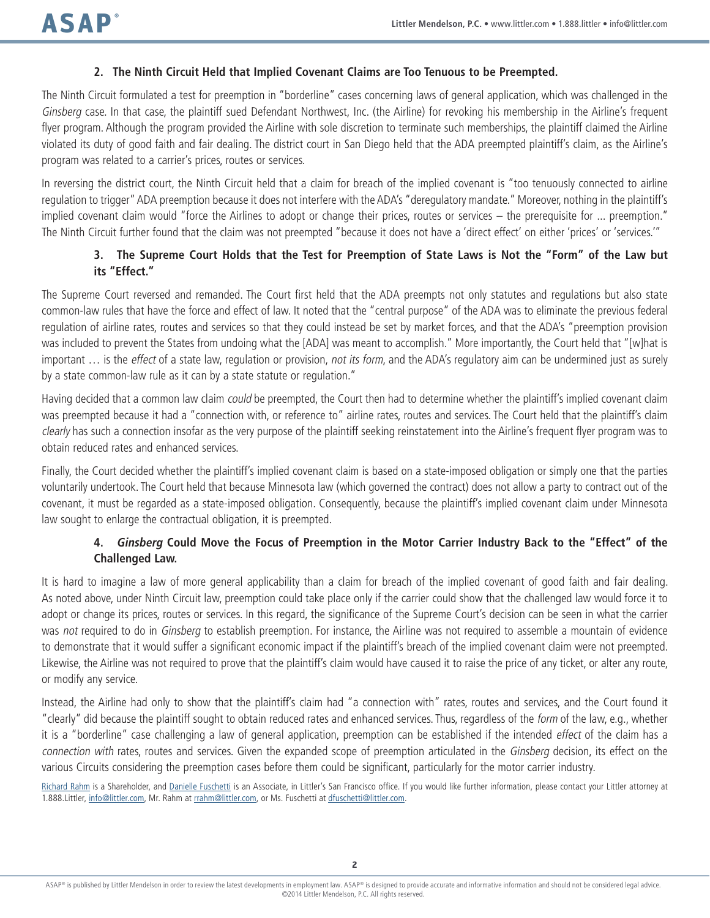### 2. The Ninth Circuit Held that Implied Covenant Claims are Too Tenuous to be Preempted.

The Ninth Circuit formulated a test for preemption in "borderline" cases concerning laws of general application, which was challenged in the *Ginsberg* case. In that case, the plaintiff sued Defendant Northwest, Inc. (the Airline) for revoking his membership in the Airline's frequent flyer program. Although the program provided the Airline with sole discretion to terminate such memberships, the plaintiff claimed the Airline violated its duty of good faith and fair dealing. The district court in San Diego held that the ADA preempted plaintiff's claim, as the Airline's program was related to a carrier's prices, routes or services.

In reversing the district court, the Ninth Circuit held that a claim for breach of the implied covenant is "too tenuously connected to airline regulation to trigger" ADA preemption because it does not interfere with the ADA's "deregulatory mandate." Moreover, nothing in the plaintiff's implied covenant claim would "force the Airlines to adopt or change their prices, routes or services – the prerequisite for ... preemption." The Ninth Circuit further found that the claim was not preempted "because it does not have a 'direct effect' on either 'prices' or 'services.'"

### 3. The Supreme Court Holds that the Test for Preemption of State Laws is Not the "Form" of the Law but its "Effect."

The Supreme Court reversed and remanded. The Court first held that the ADA preempts not only statutes and regulations but also state common-law rules that have the force and effect of law. It noted that the "central purpose" of the ADA was to eliminate the previous federal regulation of airline rates, routes and services so that they could instead be set by market forces, and that the ADA's "preemption provision was included to prevent the States from undoing what the [ADA] was meant to accomplish." More importantly, the Court held that "[w]hat is important … is the *effect* of a state law, regulation or provision, *not its form*, and the ADA's regulatory aim can be undermined just as surely by a state common-law rule as it can by a state statute or regulation."

Having decided that a common law claim *could* be preempted, the Court then had to determine whether the plaintiff's implied covenant claim was preempted because it had a "connection with, or reference to" airline rates, routes and services. The Court held that the plaintiff's claim *clearly* has such a connection insofar as the very purpose of the plaintiff seeking reinstatement into the Airline's frequent flyer program was to obtain reduced rates and enhanced services.

Finally, the Court decided whether the plaintiff's implied covenant claim is based on a state-imposed obligation or simply one that the parties voluntarily undertook. The Court held that because Minnesota law (which governed the contract) does not allow a party to contract out of the covenant, it must be regarded as a state-imposed obligation. Consequently, because the plaintiff's implied covenant claim under Minnesota law sought to enlarge the contractual obligation, it is preempted.

### 4. *Ginsberg* Could Move the Focus of Preemption in the Motor Carrier Industry Back to the "Effect" of the Challenged Law.

It is hard to imagine a law of more general applicability than a claim for breach of the implied covenant of good faith and fair dealing. As noted above, under Ninth Circuit law, preemption could take place only if the carrier could show that the challenged law would force it to adopt or change its prices, routes or services. In this regard, the significance of the Supreme Court's decision can be seen in what the carrier was *not* required to do in *Ginsberg* to establish preemption. For instance, the Airline was not required to assemble a mountain of evidence to demonstrate that it would suffer a significant economic impact if the plaintiff's breach of the implied covenant claim were not preempted. Likewise, the Airline was not required to prove that the plaintiff's claim would have caused it to raise the price of any ticket, or alter any route, or modify any service.

Instead, the Airline had only to show that the plaintiff's claim had "a connection with" rates, routes and services, and the Court found it "clearly" did because the plaintiff sought to obtain reduced rates and enhanced services. Thus, regardless of the *form* of the law, e.g., whether it is a "borderline" case challenging a law of general application, preemption can be established if the intended *effect* of the claim has a *connection with* rates, routes and services. Given the expanded scope of preemption articulated in the *Ginsberg* decision, its effect on the various Circuits considering the preemption cases before them could be significant, particularly for the motor carrier industry.

Richard Rahm is a Shareholder, and Danielle Fuschetti is an Associate, in Littler's San Francisco office. If you would like further information, please contact your Littler attorney at 1.888.Littler, info@littler.com, Mr. Rahm at rrahm@littler.com, or Ms. Fuschetti at dfuschetti@littler.com.